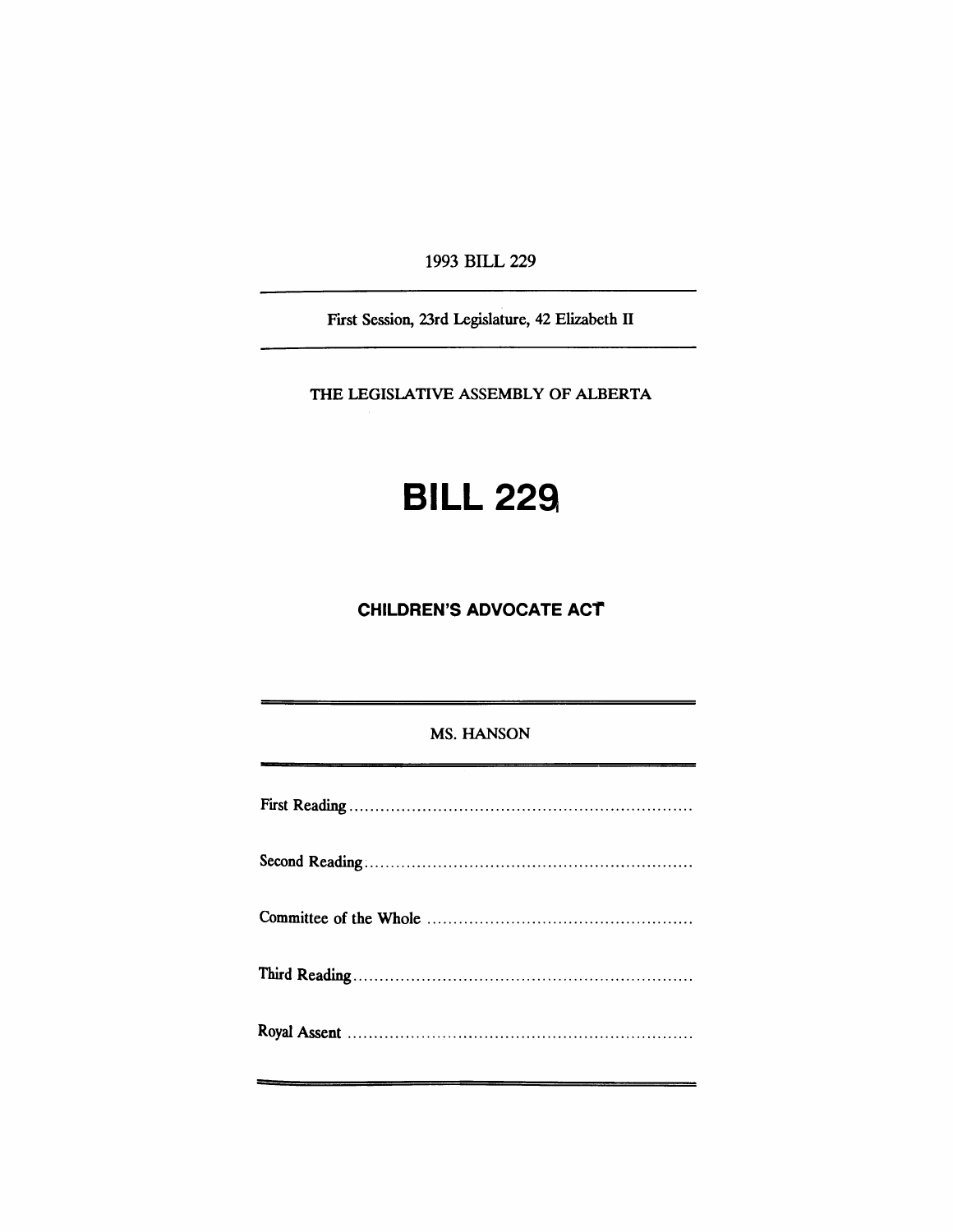1993 BILL 229

---

First Session, 23rd Legislature, 42 Elizabeth II

---

THE LEGISLATIVE ASSEMBLY OF ALBERTA

# BILL 229

## CHILDREN'S ADVOCATE ACT

---

MS. HANSON

---

First Reading ..................................................................

Second Reading ..............................................................

Committee of the Whole ..................................................

Third Reading ................................................................

Royal Assent .................................................................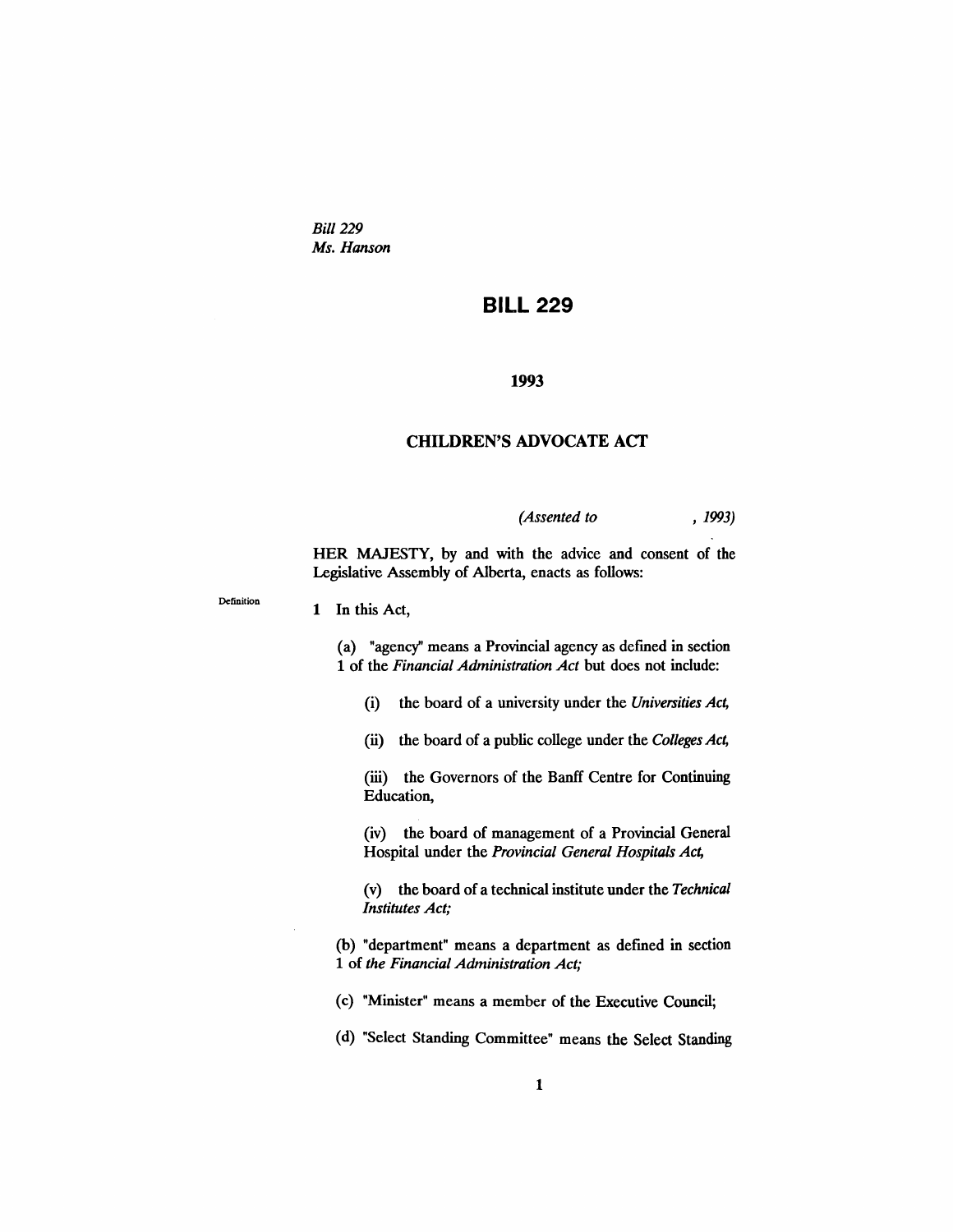*Bill 229*
*Ms. Hanson*

# BILL 229

## 1993

## CHILDREN'S ADVOCATE ACT

*(Assented to , 1993)*

HER MAJESTY, by and with the advice and consent of the Legislative Assembly of Alberta, enacts as follows:

Definition

**1** In this Act,

(a) "agency" means a Provincial agency as defined in section 1 of the *Financial Administration Act* but does not include:

(i) the board of a university under the *Universities Act,*

(ii) the board of a public college under the *Colleges Act,*

(iii) the Governors of the Banff Centre for Continuing Education,

(iv) the board of management of a Provincial General Hospital under the *Provincial General Hospitals Act,*

(v) the board of a technical institute under the *Technical Institutes Act;*

(b) "department" means a department as defined in section 1 of *the Financial Administration Act;*

(c) "Minister" means a member of the Executive Council;

(d) "Select Standing Committee" means the Select Standing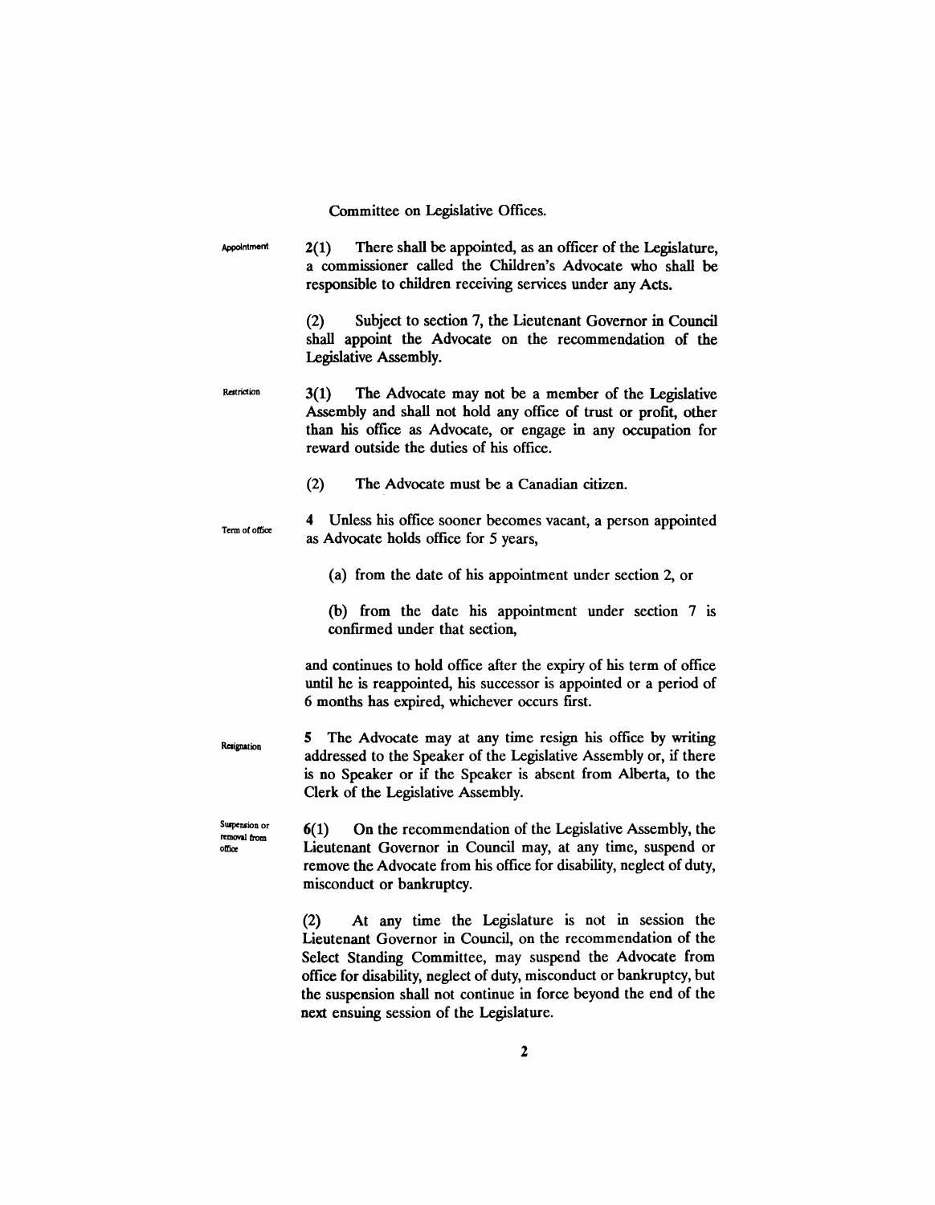Committee on Legislative Offices.

Appointment

**2(1)** There shall be appointed, as an officer of the Legislature, a commissioner called the Children's Advocate who shall be responsible to children receiving services under any Acts.

(2) Subject to section 7, the Lieutenant Governor in Council shall appoint the Advocate on the recommendation of the Legislative Assembly.

Restriction

**3(1)** The Advocate may not be a member of the Legislative Assembly and shall not hold any office of trust or profit, other than his office as Advocate, or engage in any occupation for reward outside the duties of his office.

(2) The Advocate must be a Canadian citizen.

Term of office

**4** Unless his office sooner becomes vacant, a person appointed as Advocate holds office for 5 years,

(a) from the date of his appointment under section 2, or

(b) from the date his appointment under section 7 is confirmed under that section,

and continues to hold office after the expiry of his term of office until he is reappointed, his successor is appointed or a period of 6 months has expired, whichever occurs first.

Resignation

**5** The Advocate may at any time resign his office by writing addressed to the Speaker of the Legislative Assembly or, if there is no Speaker or if the Speaker is absent from Alberta, to the Clerk of the Legislative Assembly.

Suspension or removal from office

**6(1)** On the recommendation of the Legislative Assembly, the Lieutenant Governor in Council may, at any time, suspend or remove the Advocate from his office for disability, neglect of duty, misconduct or bankruptcy.

(2) At any time the Legislature is not in session the Lieutenant Governor in Council, on the recommendation of the Select Standing Committee, may suspend the Advocate from office for disability, neglect of duty, misconduct or bankruptcy, but the suspension shall not continue in force beyond the end of the next ensuing session of the Legislature.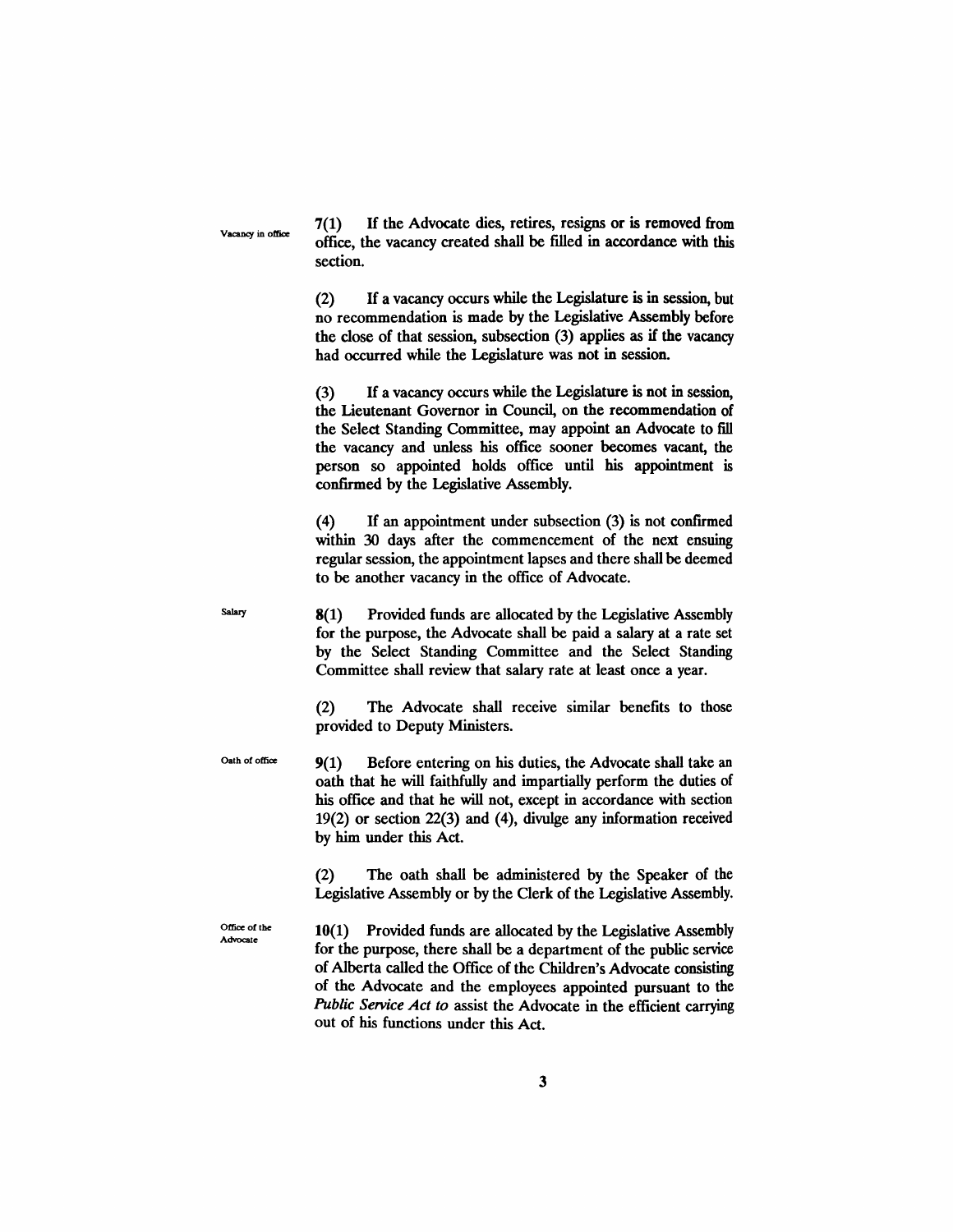Vacancy in office

**7(1)** If the Advocate dies, retires, resigns or is removed from office, the vacancy created shall be filled in accordance with this section.

(2) If a vacancy occurs while the Legislature is in session, but no recommendation is made by the Legislative Assembly before the close of that session, subsection (3) applies as if the vacancy had occurred while the Legislature was not in session.

(3) If a vacancy occurs while the Legislature is not in session, the Lieutenant Governor in Council, on the recommendation of the Select Standing Committee, may appoint an Advocate to fill the vacancy and unless his office sooner becomes vacant, the person so appointed holds office until his appointment is confirmed by the Legislative Assembly.

(4) If an appointment under subsection (3) is not confirmed within 30 days after the commencement of the next ensuing regular session, the appointment lapses and there shall be deemed to be another vacancy in the office of Advocate.

Salary

**8(1)** Provided funds are allocated by the Legislative Assembly for the purpose, the Advocate shall be paid a salary at a rate set by the Select Standing Committee and the Select Standing Committee shall review that salary rate at least once a year.

(2) The Advocate shall receive similar benefits to those provided to Deputy Ministers.

Oath of office

**9(1)** Before entering on his duties, the Advocate shall take an oath that he will faithfully and impartially perform the duties of his office and that he will not, except in accordance with section 19(2) or section 22(3) and (4), divulge any information received by him under this Act.

(2) The oath shall be administered by the Speaker of the Legislative Assembly or by the Clerk of the Legislative Assembly.

Office of the Advocate

**10(1)** Provided funds are allocated by the Legislative Assembly for the purpose, there shall be a department of the public service of Alberta called the Office of the Children's Advocate consisting of the Advocate and the employees appointed pursuant to the *Public Service Act* to assist the Advocate in the efficient carrying out of his functions under this Act.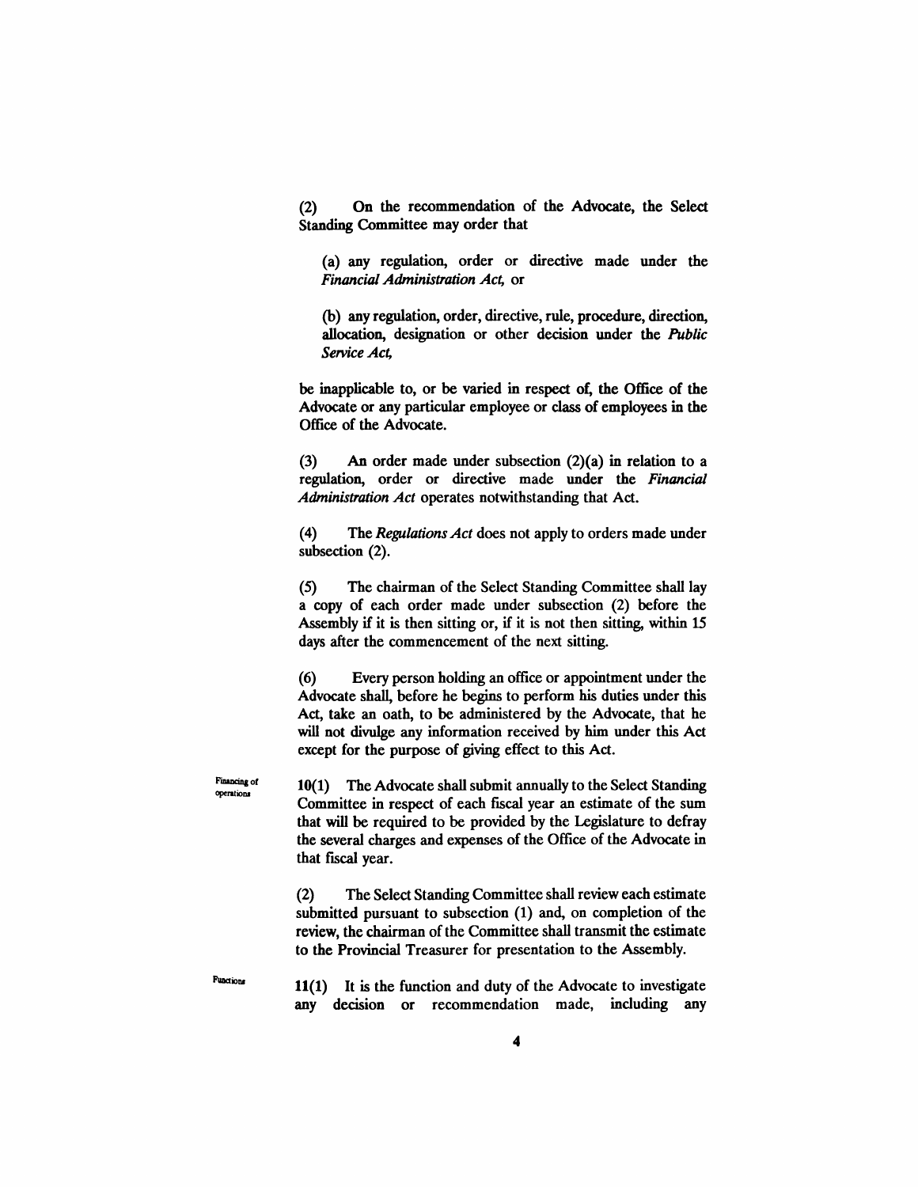(2) On the recommendation of the Advocate, the Select Standing Committee may order that

(a) any regulation, order or directive made under the *Financial Administration Act*, or

(b) any regulation, order, directive, rule, procedure, direction, allocation, designation or other decision under the *Public Service Act*,

be inapplicable to, or be varied in respect of, the Office of the Advocate or any particular employee or class of employees in the Office of the Advocate.

(3) An order made under subsection (2)(a) in relation to a regulation, order or directive made under the *Financial Administration Act* operates notwithstanding that Act.

(4) The *Regulations Act* does not apply to orders made under subsection (2).

(5) The chairman of the Select Standing Committee shall lay a copy of each order made under subsection (2) before the Assembly if it is then sitting or, if it is not then sitting, within 15 days after the commencement of the next sitting.

(6) Every person holding an office or appointment under the Advocate shall, before he begins to perform his duties under this Act, take an oath, to be administered by the Advocate, that he will not divulge any information received by him under this Act except for the purpose of giving effect to this Act.

Financing of operations

**10(1)** The Advocate shall submit annually to the Select Standing Committee in respect of each fiscal year an estimate of the sum that will be required to be provided by the Legislature to defray the several charges and expenses of the Office of the Advocate in that fiscal year.

(2) The Select Standing Committee shall review each estimate submitted pursuant to subsection (1) and, on completion of the review, the chairman of the Committee shall transmit the estimate to the Provincial Treasurer for presentation to the Assembly.

Functions

**11(1)** It is the function and duty of the Advocate to investigate any decision or recommendation made, including any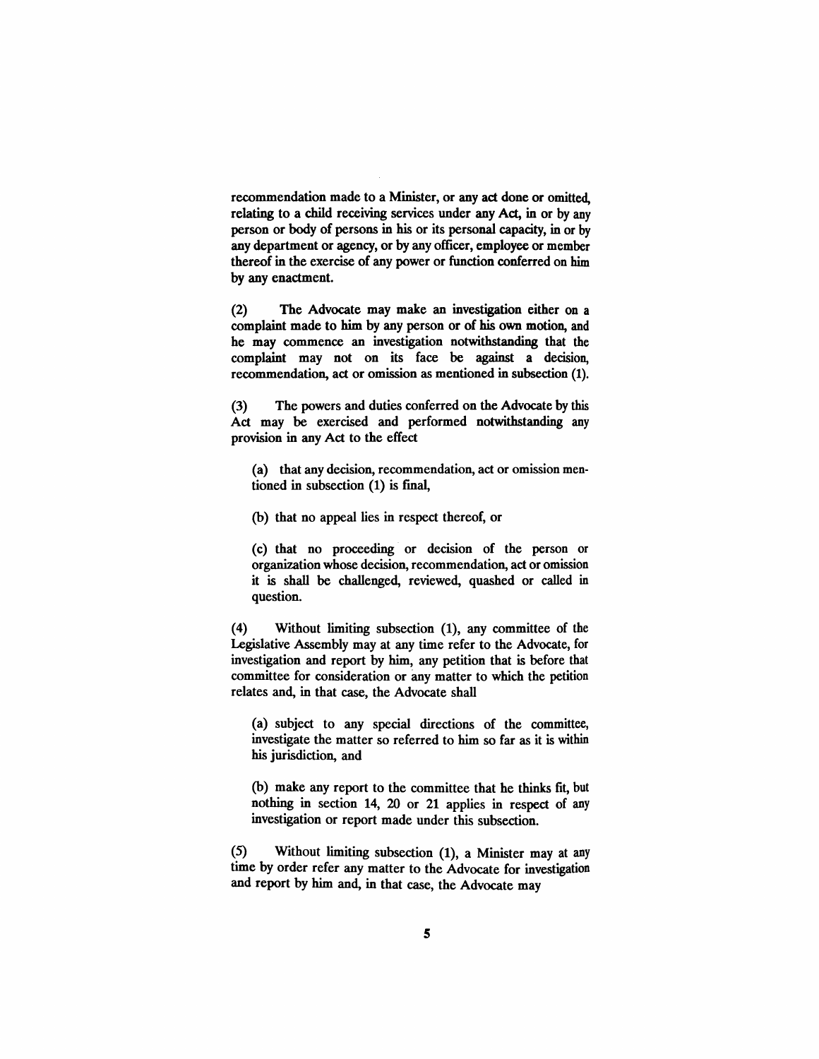recommendation made to a Minister, or any act done or omitted, relating to a child receiving services under any Act, in or by any person or body of persons in his or its personal capacity, in or by any department or agency, or by any officer, employee or member thereof in the exercise of any power or function conferred on him by any enactment.

(2) The Advocate may make an investigation either on a complaint made to him by any person or of his own motion, and he may commence an investigation notwithstanding that the complaint may not on its face be against a decision, recommendation, act or omission as mentioned in subsection (1).

(3) The powers and duties conferred on the Advocate by this Act may be exercised and performed notwithstanding any provision in any Act to the effect

(a) that any decision, recommendation, act or omission mentioned in subsection (1) is final,

(b) that no appeal lies in respect thereof, or

(c) that no proceeding or decision of the person or organization whose decision, recommendation, act or omission it is shall be challenged, reviewed, quashed or called in question.

(4) Without limiting subsection (1), any committee of the Legislative Assembly may at any time refer to the Advocate, for investigation and report by him, any petition that is before that committee for consideration or any matter to which the petition relates and, in that case, the Advocate shall

(a) subject to any special directions of the committee, investigate the matter so referred to him so far as it is within his jurisdiction, and

(b) make any report to the committee that he thinks fit, but nothing in section 14, 20 or 21 applies in respect of any investigation or report made under this subsection.

(5) Without limiting subsection (1), a Minister may at any time by order refer any matter to the Advocate for investigation and report by him and, in that case, the Advocate may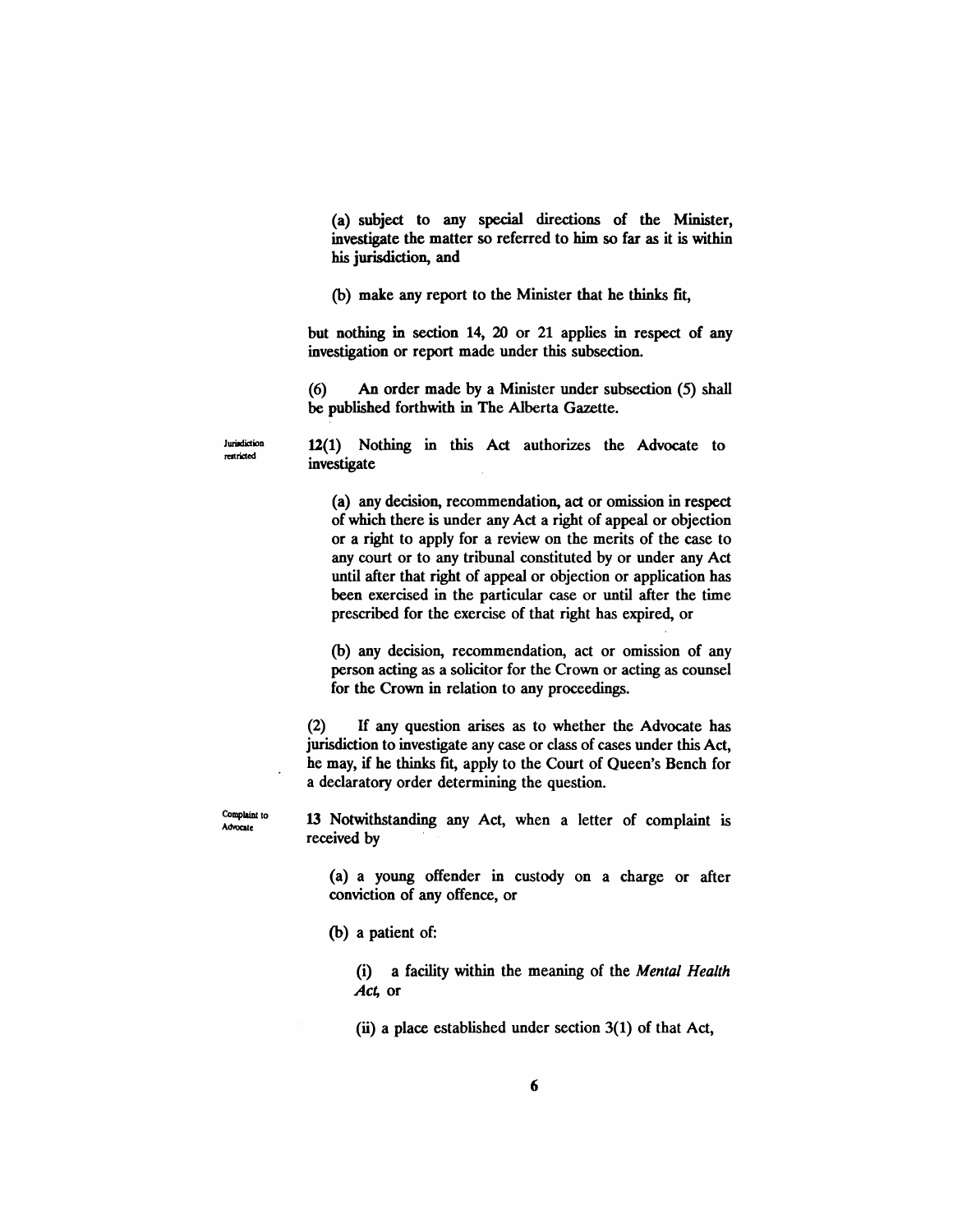(a) subject to any special directions of the Minister, investigate the matter so referred to him so far as it is within his jurisdiction, and

(b) make any report to the Minister that he thinks fit,

but nothing in section 14, 20 or 21 applies in respect of any investigation or report made under this subsection.

(6) An order made by a Minister under subsection (5) shall be published forthwith in The Alberta Gazette.

Jurisdiction restricted

**12(1)** Nothing in this Act authorizes the Advocate to investigate

(a) any decision, recommendation, act or omission in respect of which there is under any Act a right of appeal or objection or a right to apply for a review on the merits of the case to any court or to any tribunal constituted by or under any Act until after that right of appeal or objection or application has been exercised in the particular case or until after the time prescribed for the exercise of that right has expired, or

(b) any decision, recommendation, act or omission of any person acting as a solicitor for the Crown or acting as counsel for the Crown in relation to any proceedings.

(2) If any question arises as to whether the Advocate has jurisdiction to investigate any case or class of cases under this Act, he may, if he thinks fit, apply to the Court of Queen's Bench for a declaratory order determining the question.

Complaint to Advocate

**13** Notwithstanding any Act, when a letter of complaint is received by

(a) a young offender in custody on a charge or after conviction of any offence, or

(b) a patient of:

(i) a facility within the meaning of the *Mental Health Act*, or

(ii) a place established under section 3(1) of that Act,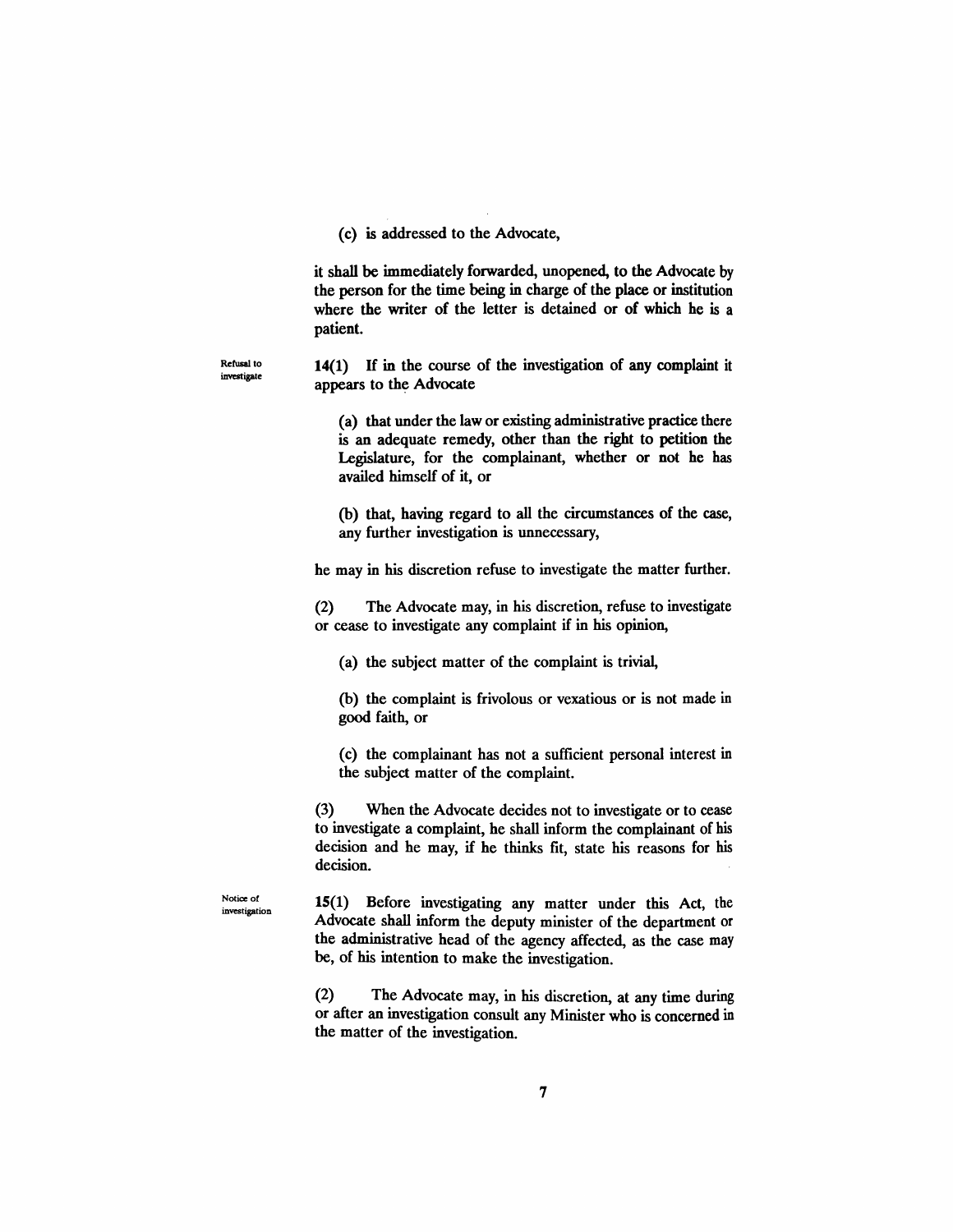(c) is addressed to the Advocate,

it shall be immediately forwarded, unopened, to the Advocate by the person for the time being in charge of the place or institution where the writer of the letter is detained or of which he is a patient.

Refusal to investigate

14(1) If in the course of the investigation of any complaint it appears to the Advocate

(a) that under the law or existing administrative practice there is an adequate remedy, other than the right to petition the Legislature, for the complainant, whether or not he has availed himself of it, or

(b) that, having regard to all the circumstances of the case, any further investigation is unnecessary,

he may in his discretion refuse to investigate the matter further.

(2) The Advocate may, in his discretion, refuse to investigate or cease to investigate any complaint if in his opinion,

(a) the subject matter of the complaint is trivial,

(b) the complaint is frivolous or vexatious or is not made in good faith, or

(c) the complainant has not a sufficient personal interest in the subject matter of the complaint.

(3) When the Advocate decides not to investigate or to cease to investigate a complaint, he shall inform the complainant of his decision and he may, if he thinks fit, state his reasons for his decision.

Notice of investigation

15(1) Before investigating any matter under this Act, the Advocate shall inform the deputy minister of the department or the administrative head of the agency affected, as the case may be, of his intention to make the investigation.

(2) The Advocate may, in his discretion, at any time during or after an investigation consult any Minister who is concerned in the matter of the investigation.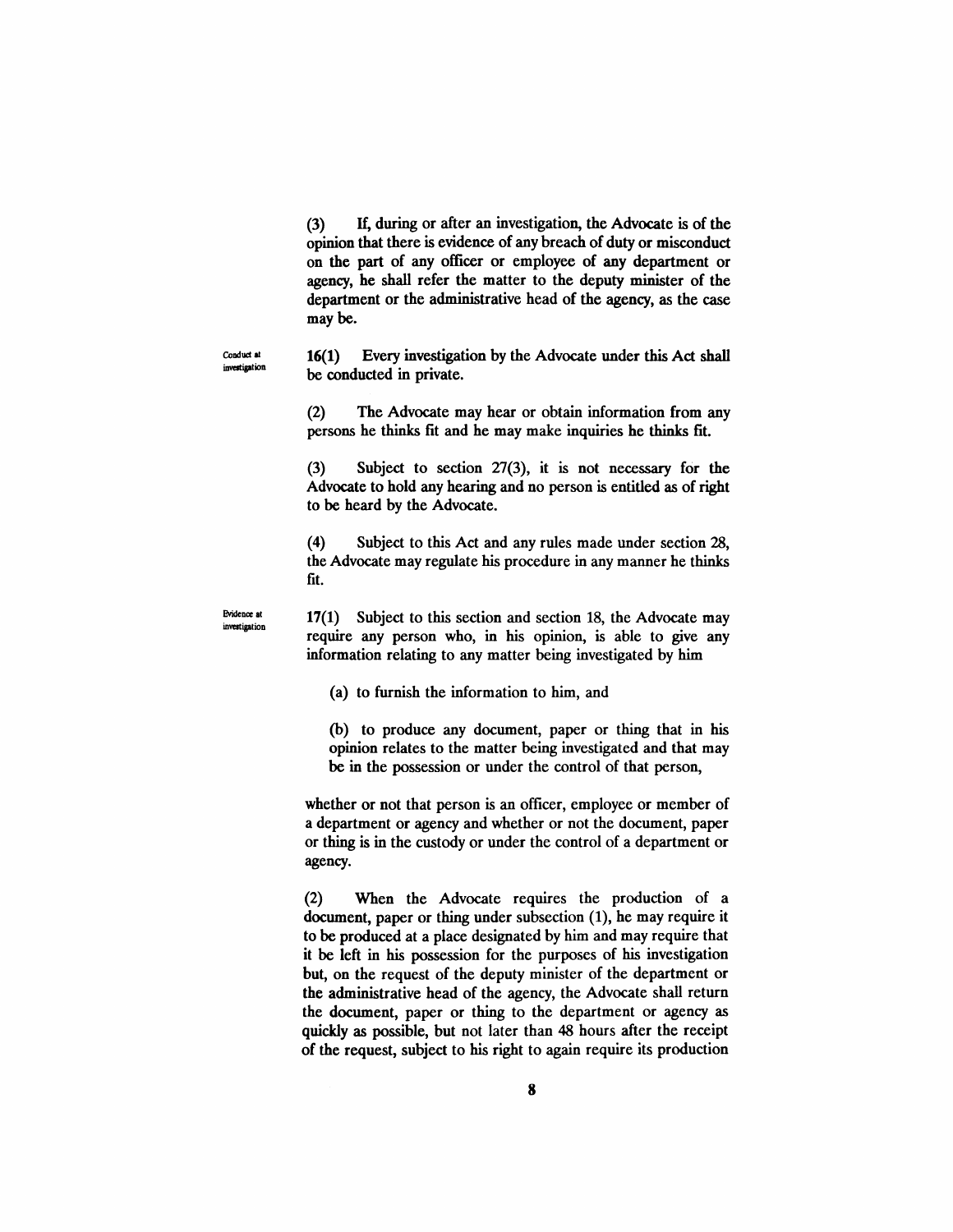(3) If, during or after an investigation, the Advocate is of the opinion that there is evidence of any breach of duty or misconduct on the part of any officer or employee of any department or agency, he shall refer the matter to the deputy minister of the department or the administrative head of the agency, as the case may be.

Conduct at investigation

**16(1)** Every investigation by the Advocate under this Act shall be conducted in private.

(2) The Advocate may hear or obtain information from any persons he thinks fit and he may make inquiries he thinks fit.

(3) Subject to section 27(3), it is not necessary for the Advocate to hold any hearing and no person is entitled as of right to be heard by the Advocate.

(4) Subject to this Act and any rules made under section 28, the Advocate may regulate his procedure in any manner he thinks fit.

Evidence at investigation

**17(1)** Subject to this section and section 18, the Advocate may require any person who, in his opinion, is able to give any information relating to any matter being investigated by him

(a) to furnish the information to him, and

(b) to produce any document, paper or thing that in his opinion relates to the matter being investigated and that may be in the possession or under the control of that person,

whether or not that person is an officer, employee or member of a department or agency and whether or not the document, paper or thing is in the custody or under the control of a department or agency.

(2) When the Advocate requires the production of a document, paper or thing under subsection (1), he may require it to be produced at a place designated by him and may require that it be left in his possession for the purposes of his investigation but, on the request of the deputy minister of the department or the administrative head of the agency, the Advocate shall return the document, paper or thing to the department or agency as quickly as possible, but not later than 48 hours after the receipt of the request, subject to his right to again require its production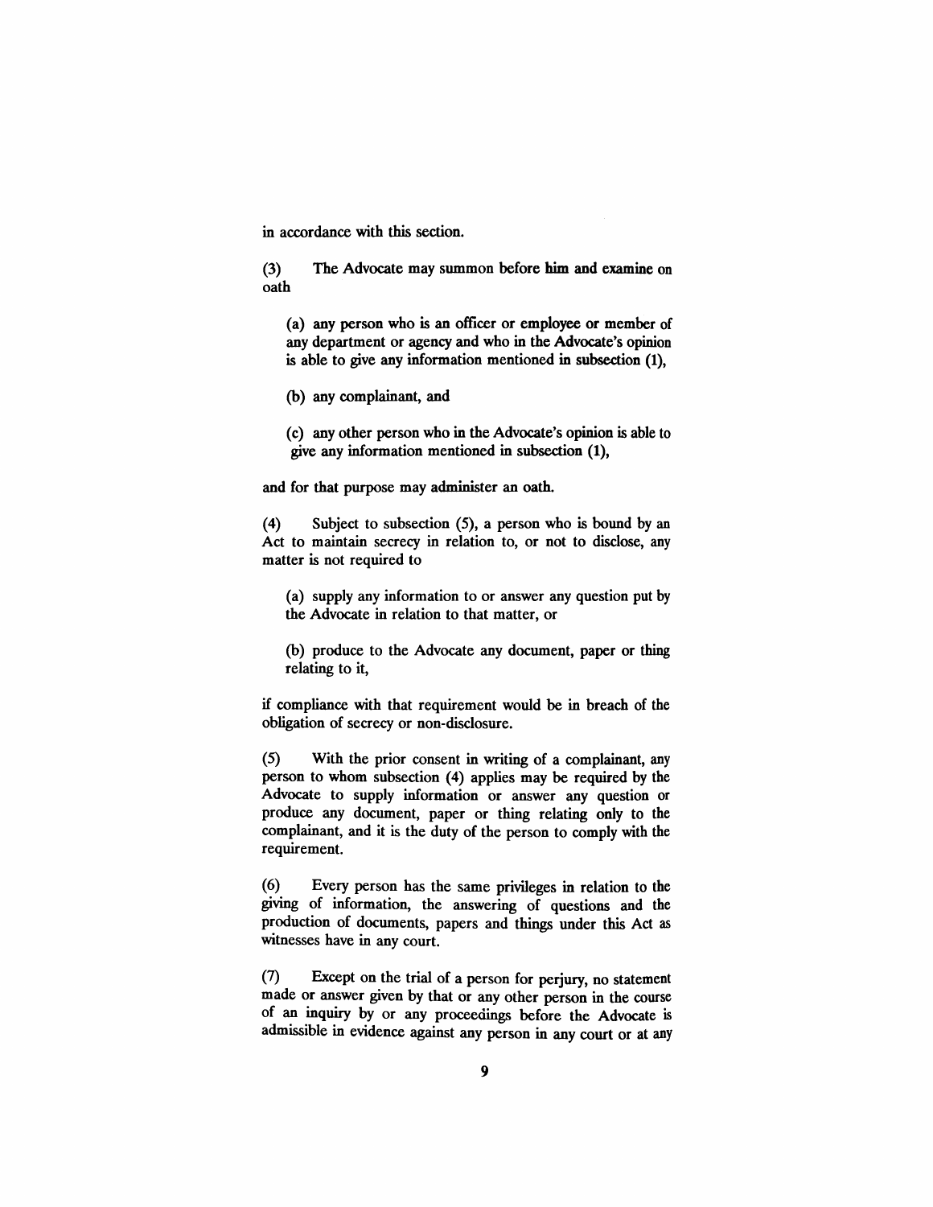in accordance with this section.

(3) The Advocate may summon before him and examine on oath

(a) any person who is an officer or employee or member of any department or agency and who in the Advocate's opinion is able to give any information mentioned in subsection (1),

(b) any complainant, and

(c) any other person who in the Advocate's opinion is able to give any information mentioned in subsection (1),

and for that purpose may administer an oath.

(4) Subject to subsection (5), a person who is bound by an Act to maintain secrecy in relation to, or not to disclose, any matter is not required to

(a) supply any information to or answer any question put by the Advocate in relation to that matter, or

(b) produce to the Advocate any document, paper or thing relating to it,

if compliance with that requirement would be in breach of the obligation of secrecy or non-disclosure.

(5) With the prior consent in writing of a complainant, any person to whom subsection (4) applies may be required by the Advocate to supply information or answer any question or produce any document, paper or thing relating only to the complainant, and it is the duty of the person to comply with the requirement.

(6) Every person has the same privileges in relation to the giving of information, the answering of questions and the production of documents, papers and things under this Act as witnesses have in any court.

(7) Except on the trial of a person for perjury, no statement made or answer given by that or any other person in the course of an inquiry by or any proceedings before the Advocate is admissible in evidence against any person in any court or at any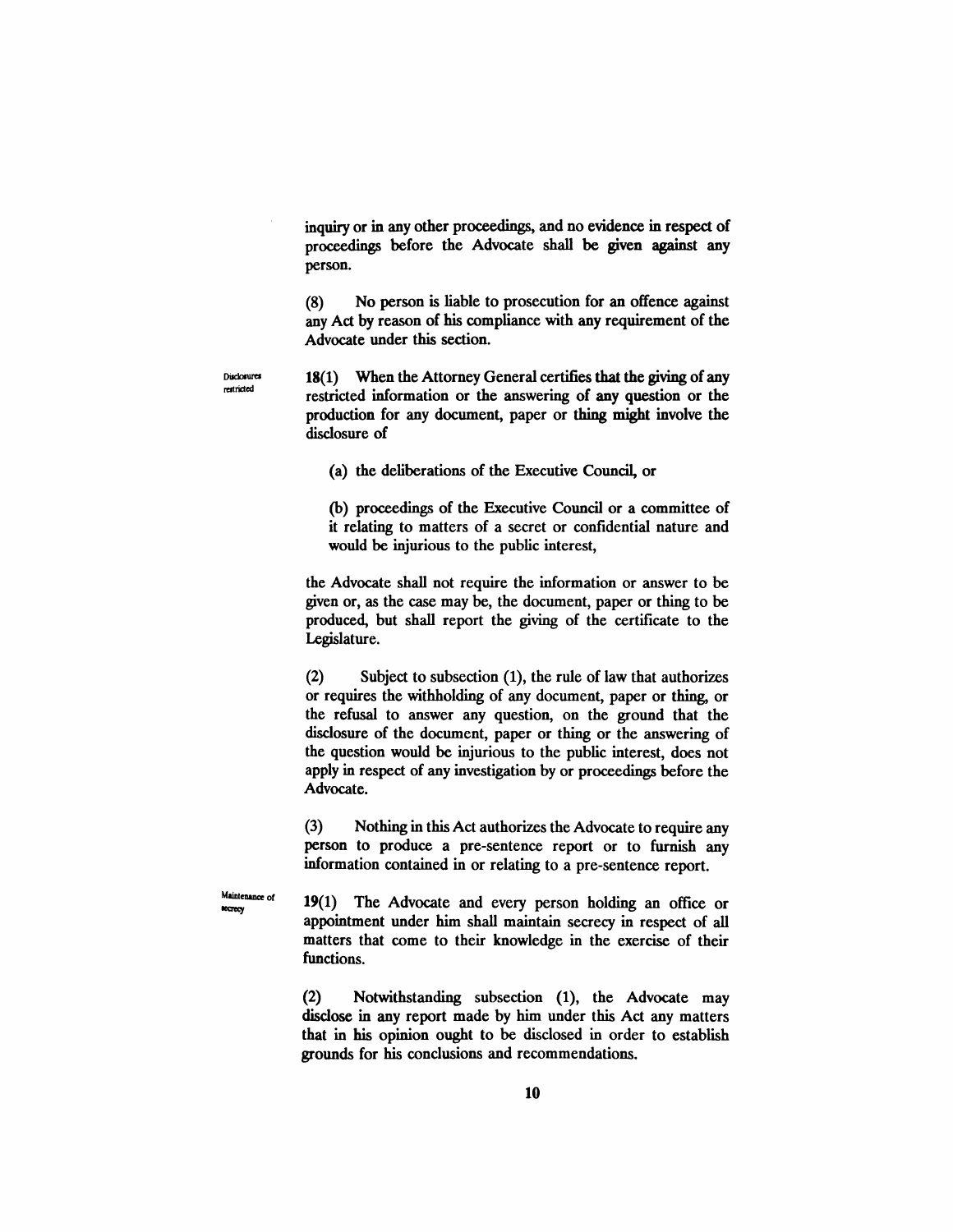inquiry or in any other proceedings, and no evidence in respect of proceedings before the Advocate shall be given against any person.

(8) No person is liable to prosecution for an offence against any Act by reason of his compliance with any requirement of the Advocate under this section.

Disclosures restricted

**18(1)** When the Attorney General certifies that the giving of any restricted information or the answering of any question or the production for any document, paper or thing might involve the disclosure of

(a) the deliberations of the Executive Council, or

(b) proceedings of the Executive Council or a committee of it relating to matters of a secret or confidential nature and would be injurious to the public interest,

the Advocate shall not require the information or answer to be given or, as the case may be, the document, paper or thing to be produced, but shall report the giving of the certificate to the Legislature.

(2) Subject to subsection (1), the rule of law that authorizes or requires the withholding of any document, paper or thing, or the refusal to answer any question, on the ground that the disclosure of the document, paper or thing or the answering of the question would be injurious to the public interest, does not apply in respect of any investigation by or proceedings before the Advocate.

(3) Nothing in this Act authorizes the Advocate to require any person to produce a pre-sentence report or to furnish any information contained in or relating to a pre-sentence report.

Maintenance of secrecy

**19(1)** The Advocate and every person holding an office or appointment under him shall maintain secrecy in respect of all matters that come to their knowledge in the exercise of their functions.

(2) Notwithstanding subsection (1), the Advocate may disclose in any report made by him under this Act any matters that in his opinion ought to be disclosed in order to establish grounds for his conclusions and recommendations.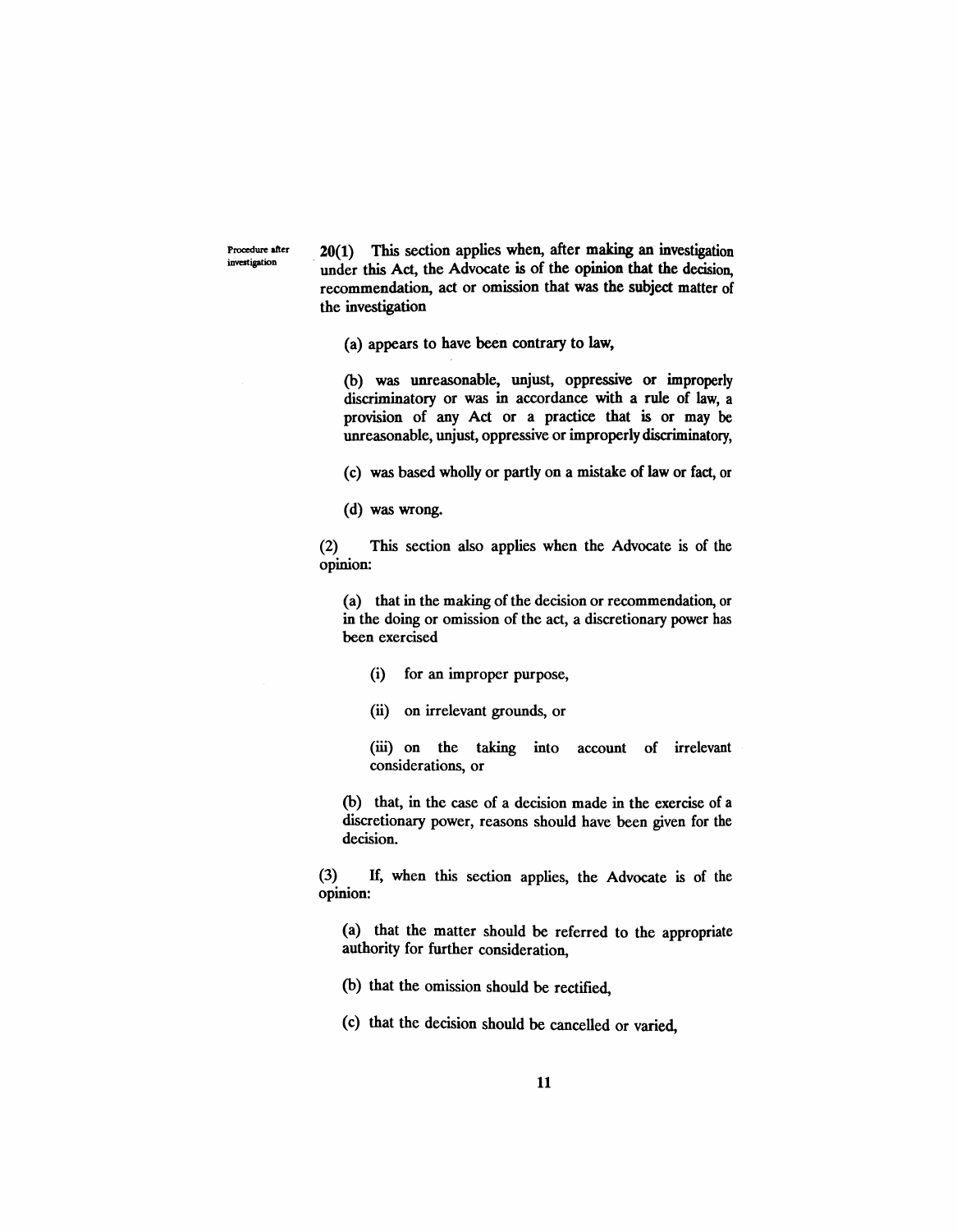Procedure after investigation

**20(1)** This section applies when, after making an investigation under this Act, the Advocate is of the opinion that the decision, recommendation, act or omission that was the subject matter of the investigation

(a) appears to have been contrary to law,

(b) was unreasonable, unjust, oppressive or improperly discriminatory or was in accordance with a rule of law, a provision of any Act or a practice that is or may be unreasonable, unjust, oppressive or improperly discriminatory,

(c) was based wholly or partly on a mistake of law or fact, or

(d) was wrong.

(2) This section also applies when the Advocate is of the opinion:

(a) that in the making of the decision or recommendation, or in the doing or omission of the act, a discretionary power has been exercised

(i) for an improper purpose,

(ii) on irrelevant grounds, or

(iii) on the taking into account of irrelevant considerations, or

(b) that, in the case of a decision made in the exercise of a discretionary power, reasons should have been given for the decision.

(3) If, when this section applies, the Advocate is of the opinion:

(a) that the matter should be referred to the appropriate authority for further consideration,

(b) that the omission should be rectified,

(c) that the decision should be cancelled or varied,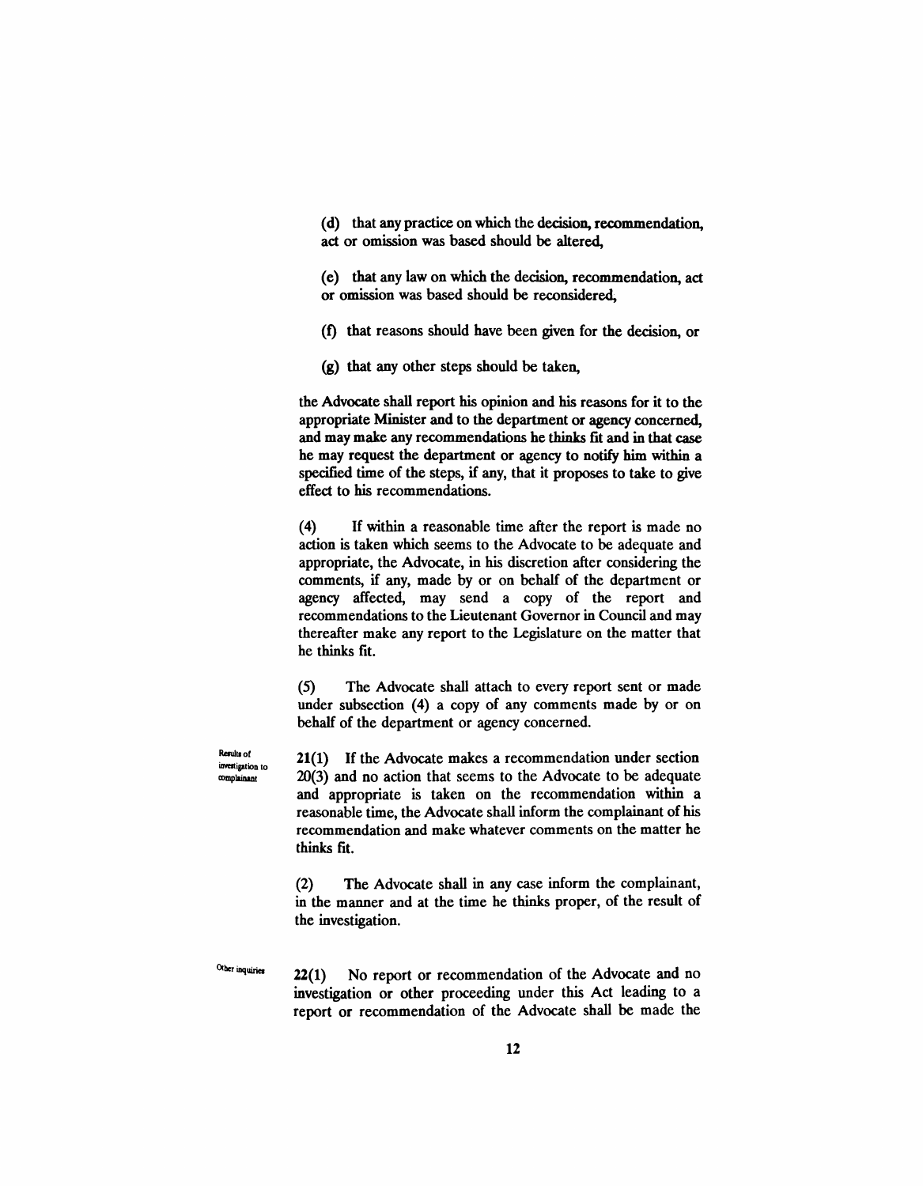(d) that any practice on which the decision, recommendation, act or omission was based should be altered,

(e) that any law on which the decision, recommendation, act or omission was based should be reconsidered,

(f) that reasons should have been given for the decision, or

(g) that any other steps should be taken,

the Advocate shall report his opinion and his reasons for it to the appropriate Minister and to the department or agency concerned, and may make any recommendations he thinks fit and in that case he may request the department or agency to notify him within a specified time of the steps, if any, that it proposes to take to give effect to his recommendations.

(4) If within a reasonable time after the report is made no action is taken which seems to the Advocate to be adequate and appropriate, the Advocate, in his discretion after considering the comments, if any, made by or on behalf of the department or agency affected, may send a copy of the report and recommendations to the Lieutenant Governor in Council and may thereafter make any report to the Legislature on the matter that he thinks fit.

(5) The Advocate shall attach to every report sent or made under subsection (4) a copy of any comments made by or on behalf of the department or agency concerned.

*Results of investigation to complainant*

**21(1)** If the Advocate makes a recommendation under section 20(3) and no action that seems to the Advocate to be adequate and appropriate is taken on the recommendation within a reasonable time, the Advocate shall inform the complainant of his recommendation and make whatever comments on the matter he thinks fit.

(2) The Advocate shall in any case inform the complainant, in the manner and at the time he thinks proper, of the result of the investigation.

*Other inquiries*

**22(1)** No report or recommendation of the Advocate and no investigation or other proceeding under this Act leading to a report or recommendation of the Advocate shall be made the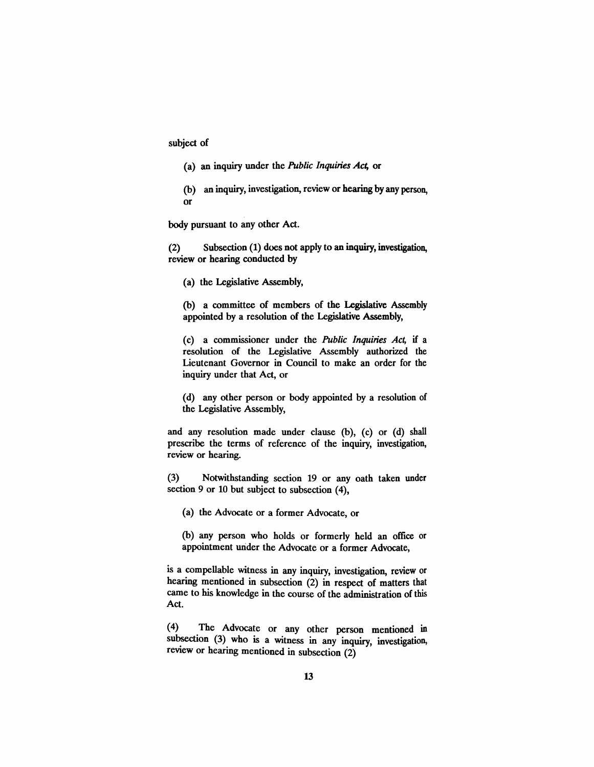subject of

(a) an inquiry under the *Public Inquiries Act*, or

(b) an inquiry, investigation, review or hearing by any person, or

body pursuant to any other Act.

(2) Subsection (1) does not apply to an inquiry, investigation, review or hearing conducted by

(a) the Legislative Assembly,

(b) a committee of members of the Legislative Assembly appointed by a resolution of the Legislative Assembly,

(c) a commissioner under the *Public Inquiries Act*, if a resolution of the Legislative Assembly authorized the Lieutenant Governor in Council to make an order for the inquiry under that Act, or

(d) any other person or body appointed by a resolution of the Legislative Assembly,

and any resolution made under clause (b), (c) or (d) shall prescribe the terms of reference of the inquiry, investigation, review or hearing.

(3) Notwithstanding section 19 or any oath taken under section 9 or 10 but subject to subsection (4),

(a) the Advocate or a former Advocate, or

(b) any person who holds or formerly held an office or appointment under the Advocate or a former Advocate,

is a compellable witness in any inquiry, investigation, review or hearing mentioned in subsection (2) in respect of matters that came to his knowledge in the course of the administration of this Act.

(4) The Advocate or any other person mentioned in subsection (3) who is a witness in any inquiry, investigation, review or hearing mentioned in subsection (2)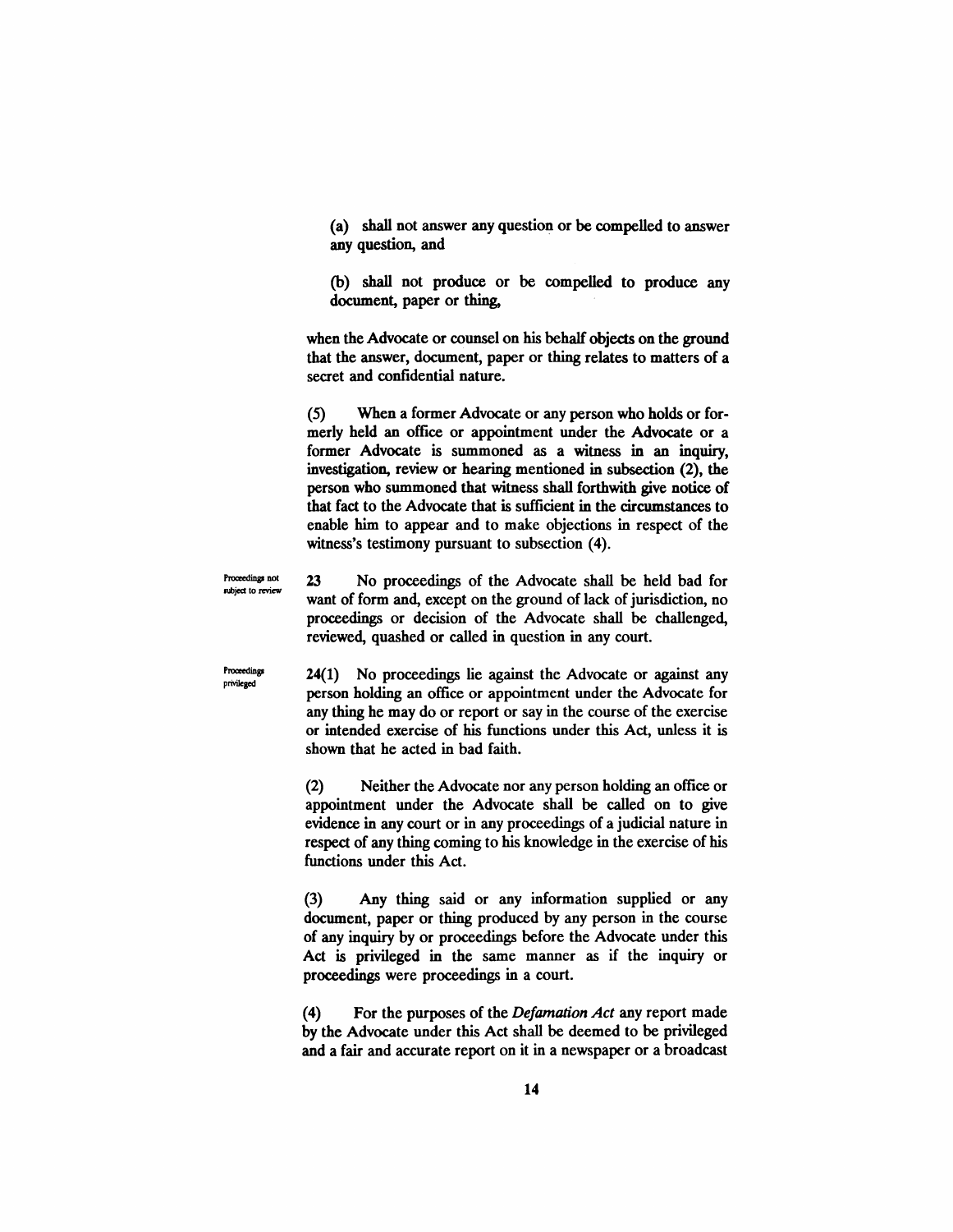(a) shall not answer any question or be compelled to answer any question, and

(b) shall not produce or be compelled to produce any document, paper or thing,

when the Advocate or counsel on his behalf objects on the ground that the answer, document, paper or thing relates to matters of a secret and confidential nature.

(5) When a former Advocate or any person who holds or formerly held an office or appointment under the Advocate or a former Advocate is summoned as a witness in an inquiry, investigation, review or hearing mentioned in subsection (2), the person who summoned that witness shall forthwith give notice of that fact to the Advocate that is sufficient in the circumstances to enable him to appear and to make objections in respect of the witness's testimony pursuant to subsection (4).

*Proceedings not subject to review*

**23** No proceedings of the Advocate shall be held bad for want of form and, except on the ground of lack of jurisdiction, no proceedings or decision of the Advocate shall be challenged, reviewed, quashed or called in question in any court.

*Proceedings privileged*

**24(1)** No proceedings lie against the Advocate or against any person holding an office or appointment under the Advocate for any thing he may do or report or say in the course of the exercise or intended exercise of his functions under this Act, unless it is shown that he acted in bad faith.

(2) Neither the Advocate nor any person holding an office or appointment under the Advocate shall be called on to give evidence in any court or in any proceedings of a judicial nature in respect of any thing coming to his knowledge in the exercise of his functions under this Act.

(3) Any thing said or any information supplied or any document, paper or thing produced by any person in the course of any inquiry by or proceedings before the Advocate under this Act is privileged in the same manner as if the inquiry or proceedings were proceedings in a court.

(4) For the purposes of the *Defamation Act* any report made by the Advocate under this Act shall be deemed to be privileged and a fair and accurate report on it in a newspaper or a broadcast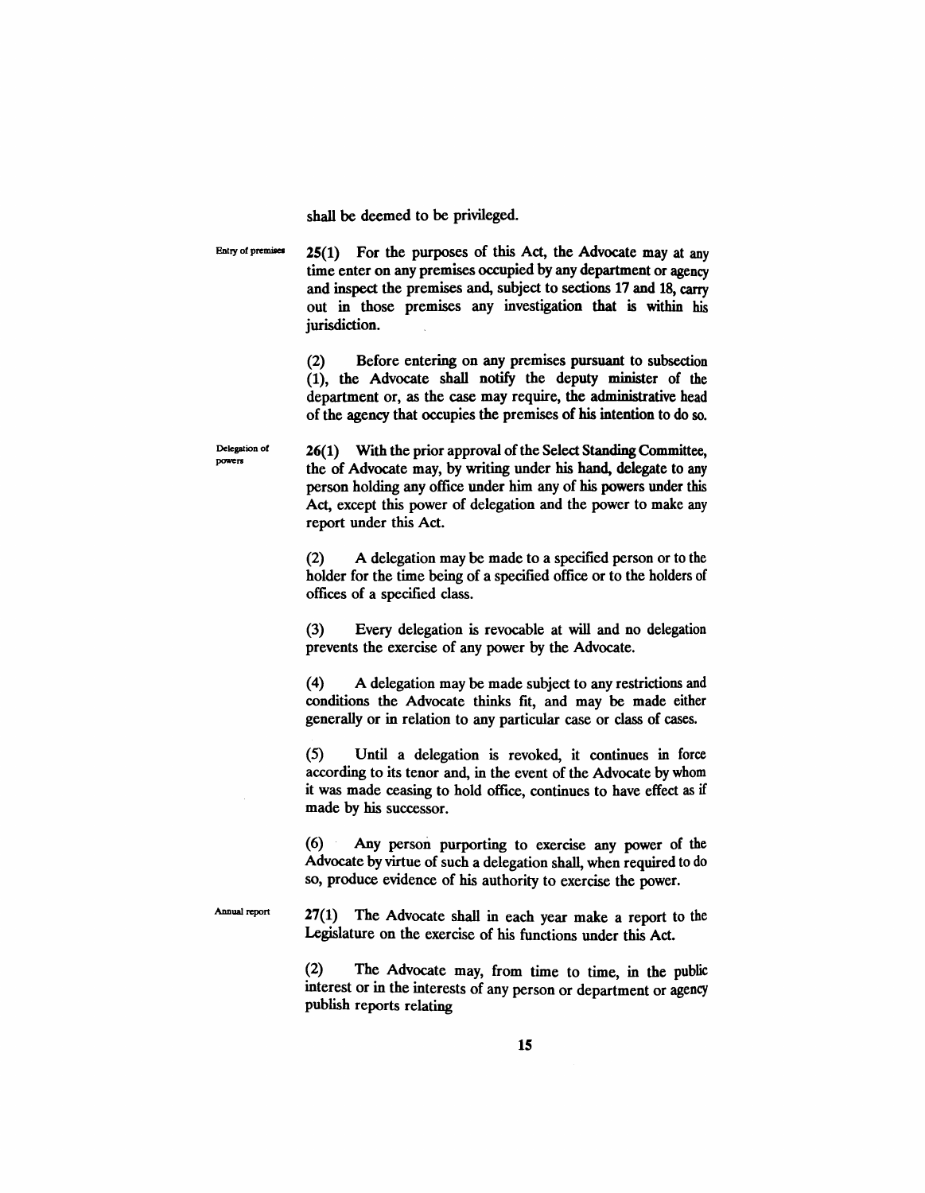shall be deemed to be privileged.

**Entry of premises**

25(1) For the purposes of this Act, the Advocate may at any time enter on any premises occupied by any department or agency and inspect the premises and, subject to sections 17 and 18, carry out in those premises any investigation that is within his jurisdiction.

(2) Before entering on any premises pursuant to subsection (1), the Advocate shall notify the deputy minister of the department or, as the case may require, the administrative head of the agency that occupies the premises of his intention to do so.

**Delegation of powers**

26(1) With the prior approval of the Select Standing Committee, the of Advocate may, by writing under his hand, delegate to any person holding any office under him any of his powers under this Act, except this power of delegation and the power to make any report under this Act.

(2) A delegation may be made to a specified person or to the holder for the time being of a specified office or to the holders of offices of a specified class.

(3) Every delegation is revocable at will and no delegation prevents the exercise of any power by the Advocate.

(4) A delegation may be made subject to any restrictions and conditions the Advocate thinks fit, and may be made either generally or in relation to any particular case or class of cases.

(5) Until a delegation is revoked, it continues in force according to its tenor and, in the event of the Advocate by whom it was made ceasing to hold office, continues to have effect as if made by his successor.

(6) Any person purporting to exercise any power of the Advocate by virtue of such a delegation shall, when required to do so, produce evidence of his authority to exercise the power.

**Annual report**

27(1) The Advocate shall in each year make a report to the Legislature on the exercise of his functions under this Act.

(2) The Advocate may, from time to time, in the public interest or in the interests of any person or department or agency publish reports relating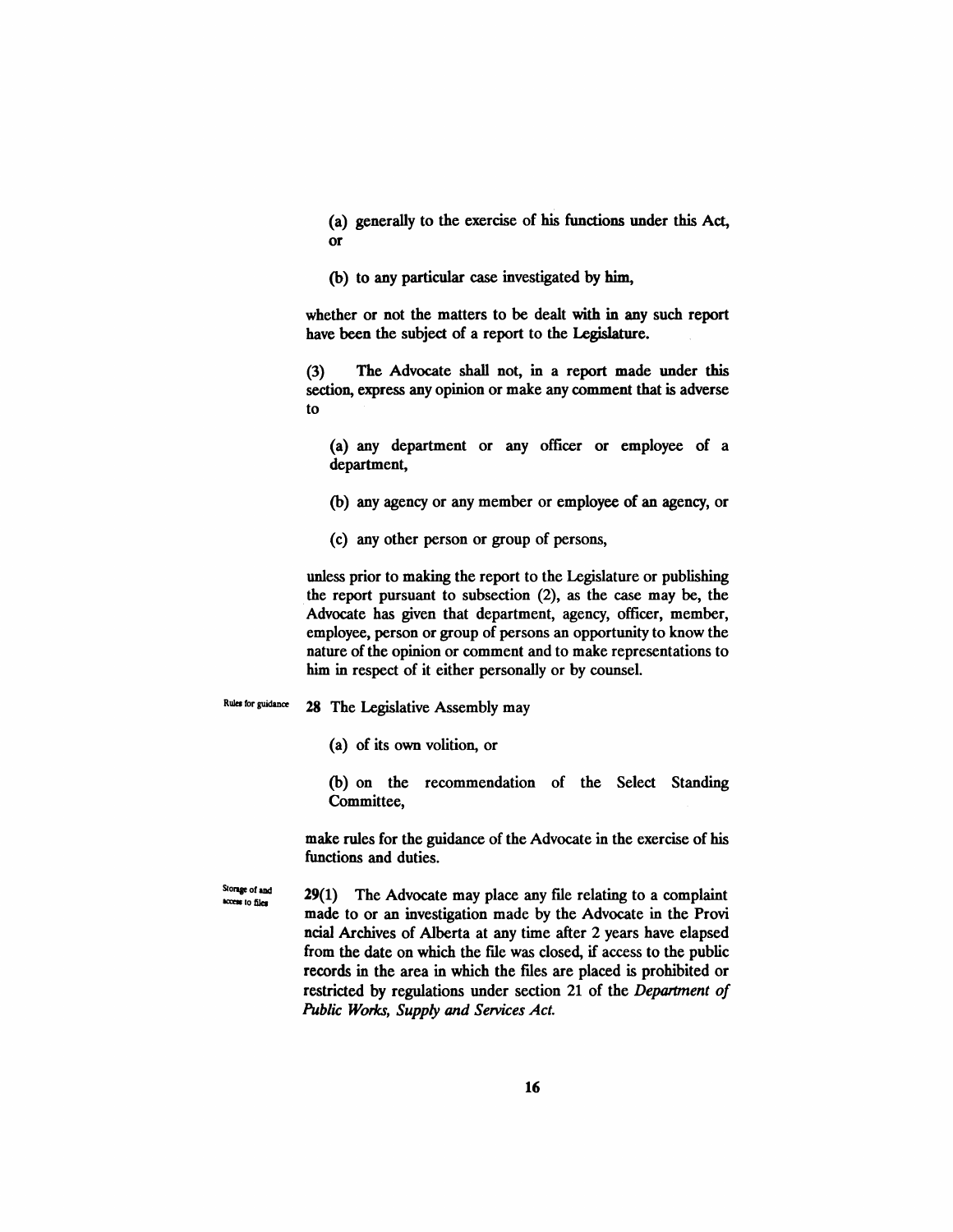(a) generally to the exercise of his functions under this Act, or

(b) to any particular case investigated by him,

whether or not the matters to be dealt with in any such report have been the subject of a report to the Legislature.

(3) The Advocate shall not, in a report made under this section, express any opinion or make any comment that is adverse to

(a) any department or any officer or employee of a department,

(b) any agency or any member or employee of an agency, or

(c) any other person or group of persons,

unless prior to making the report to the Legislature or publishing the report pursuant to subsection (2), as the case may be, the Advocate has given that department, agency, officer, member, employee, person or group of persons an opportunity to know the nature of the opinion or comment and to make representations to him in respect of it either personally or by counsel.

Rules for guidance

**28** The Legislative Assembly may

(a) of its own volition, or

(b) on the recommendation of the Select Standing Committee,

make rules for the guidance of the Advocate in the exercise of his functions and duties.

Storage of and access to files

**29(1)** The Advocate may place any file relating to a complaint made to or an investigation made by the Advocate in the Provi ncial Archives of Alberta at any time after 2 years have elapsed from the date on which the file was closed, if access to the public records in the area in which the files are placed is prohibited or restricted by regulations under section 21 of the *Department of Public Works, Supply and Services Act.*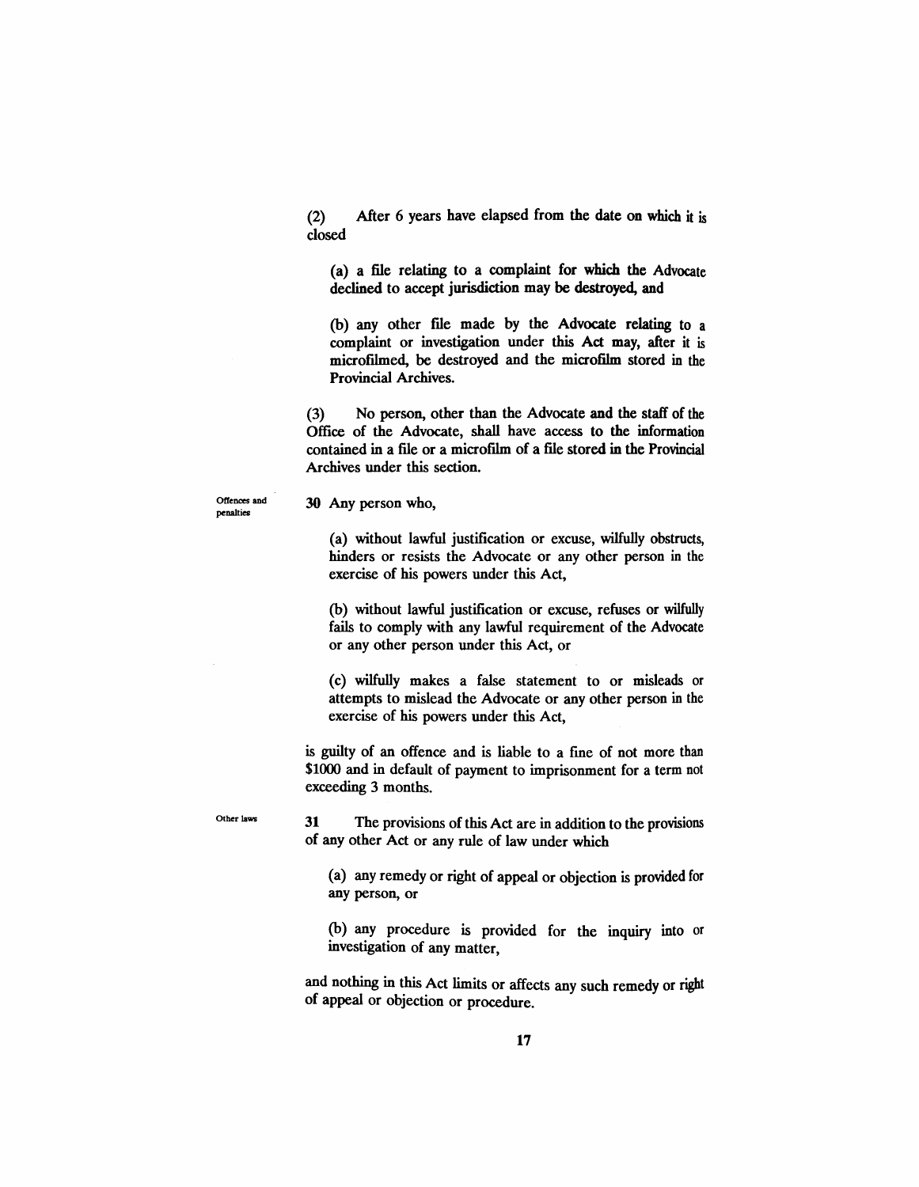(2) After 6 years have elapsed from the date on which it is closed

(a) a file relating to a complaint for which the Advocate declined to accept jurisdiction may be destroyed, and

(b) any other file made by the Advocate relating to a complaint or investigation under this Act may, after it is microfilmed, be destroyed and the microfilm stored in the Provincial Archives.

(3) No person, other than the Advocate and the staff of the Office of the Advocate, shall have access to the information contained in a file or a microfilm of a file stored in the Provincial Archives under this section.

Offences and penalties

**30** Any person who,

(a) without lawful justification or excuse, wilfully obstructs, hinders or resists the Advocate or any other person in the exercise of his powers under this Act,

(b) without lawful justification or excuse, refuses or wilfully fails to comply with any lawful requirement of the Advocate or any other person under this Act, or

(c) wilfully makes a false statement to or misleads or attempts to mislead the Advocate or any other person in the exercise of his powers under this Act,

is guilty of an offence and is liable to a fine of not more than $1000 and in default of payment to imprisonment for a term not exceeding 3 months.

Other laws

**31** The provisions of this Act are in addition to the provisions of any other Act or any rule of law under which

(a) any remedy or right of appeal or objection is provided for any person, or

(b) any procedure is provided for the inquiry into or investigation of any matter,

and nothing in this Act limits or affects any such remedy or right of appeal or objection or procedure.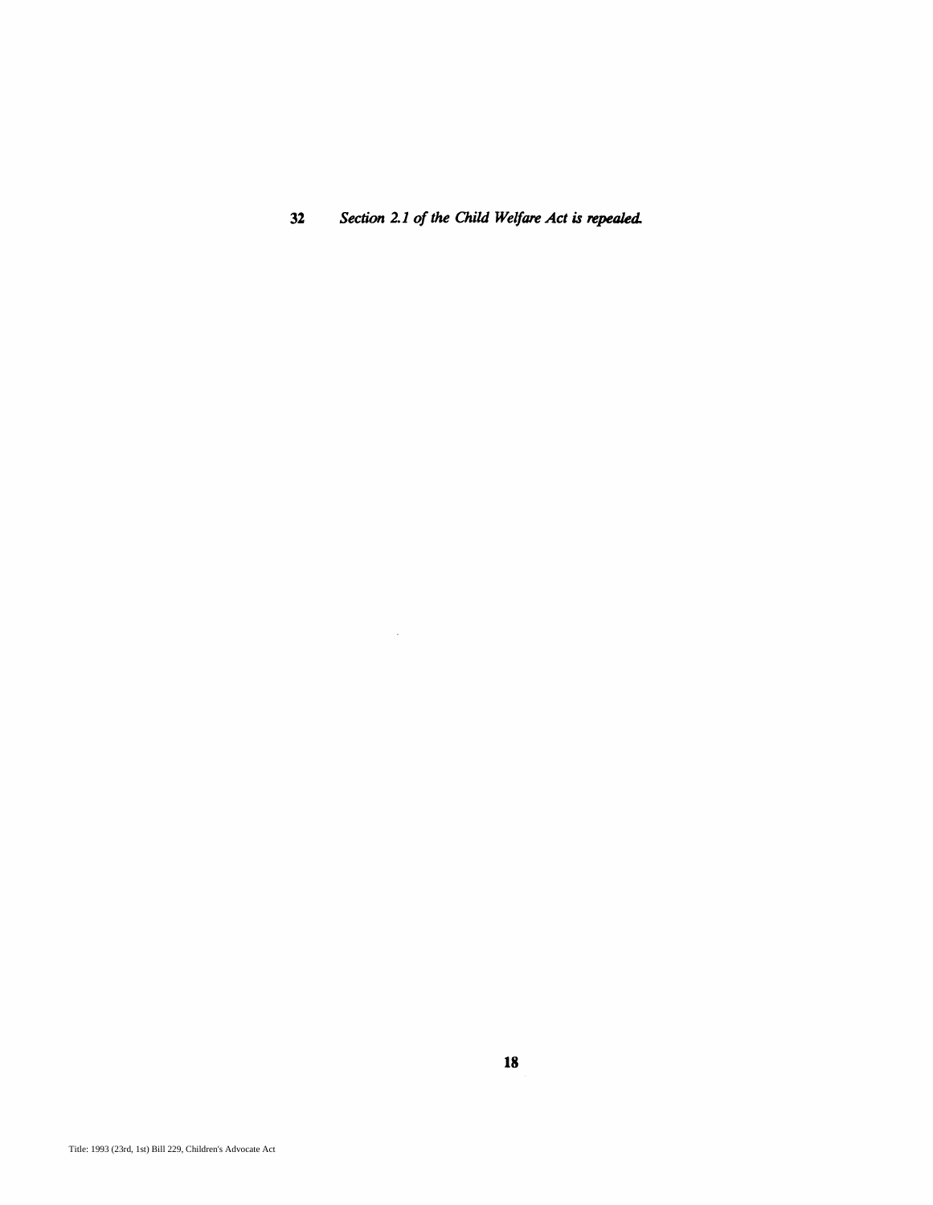**32** *Section 2.1 of the Child Welfare Act is repealed.*